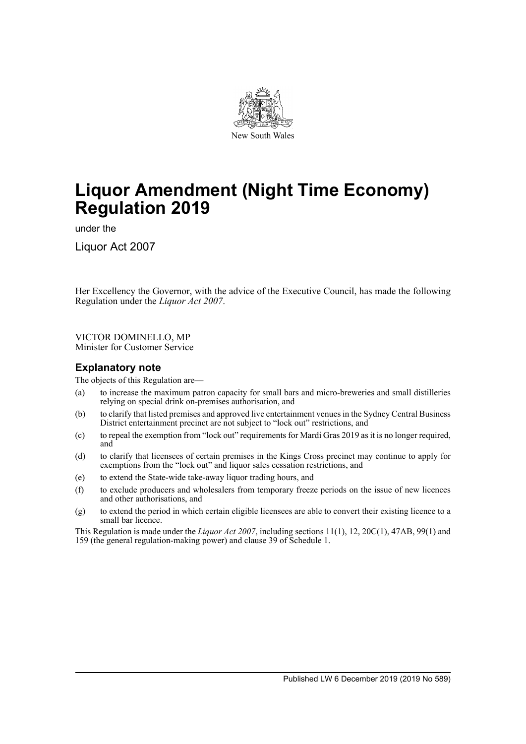New South Wales

# Liquor Amendment (Night Time Economy) Regulation 2019

under the

Liquor Act 2007

Her Excellency the Governor, with the advice of the Executive Council, has made the following Regulation under the *Liquor Act 2007*.

VICTOR DOMINELLO, MP
Minister for Customer Service

## Explanatory note

The objects of this Regulation are—

(a) to increase the maximum patron capacity for small bars and micro-breweries and small distilleries relying on special drink on-premises authorisation, and

(b) to clarify that listed premises and approved live entertainment venues in the Sydney Central Business District entertainment precinct are not subject to "lock out" restrictions, and

(c) to repeal the exemption from "lock out" requirements for Mardi Gras 2019 as it is no longer required, and

(d) to clarify that licensees of certain premises in the Kings Cross precinct may continue to apply for exemptions from the "lock out" and liquor sales cessation restrictions, and

(e) to extend the State-wide take-away liquor trading hours, and

(f) to exclude producers and wholesalers from temporary freeze periods on the issue of new licences and other authorisations, and

(g) to extend the period in which certain eligible licensees are able to convert their existing licence to a small bar licence.

This Regulation is made under the *Liquor Act 2007*, including sections 11(1), 12, 20C(1), 47AB, 99(1) and 159 (the general regulation-making power) and clause 39 of Schedule 1.

Published LW 6 December 2019 (2019 No 589)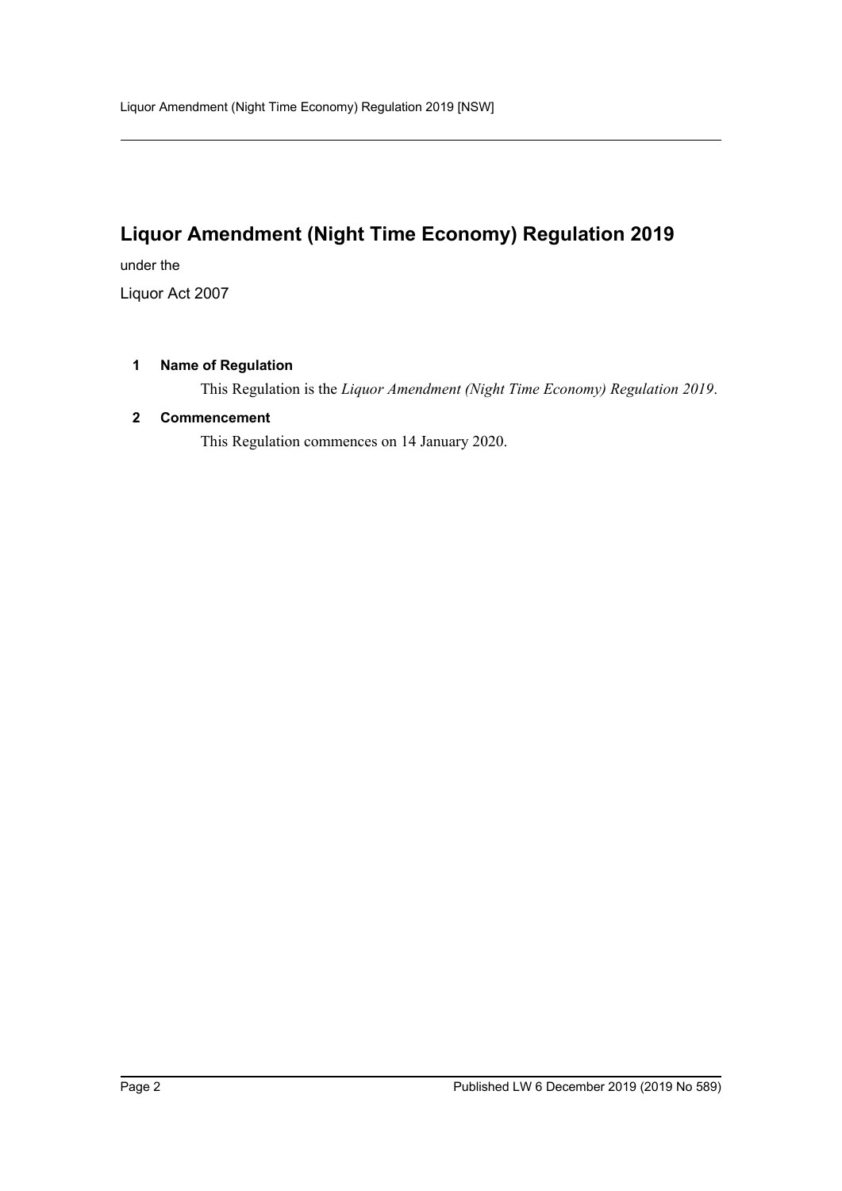# Liquor Amendment (Night Time Economy) Regulation 2019

under the

Liquor Act 2007

**1 Name of Regulation**

This Regulation is the *Liquor Amendment (Night Time Economy) Regulation 2019*.

**2 Commencement**

This Regulation commences on 14 January 2020.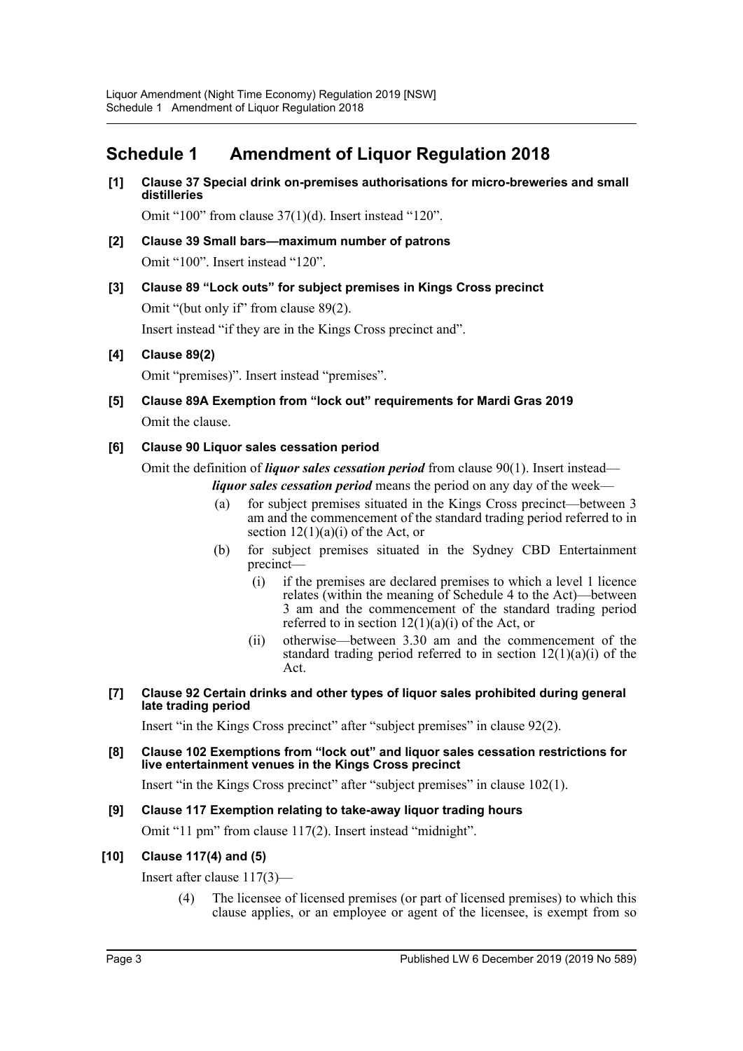## Schedule 1 Amendment of Liquor Regulation 2018

**[1] Clause 37 Special drink on-premises authorisations for micro-breweries and small distilleries**

Omit "100" from clause 37(1)(d). Insert instead "120".

**[2] Clause 39 Small bars—maximum number of patrons**

Omit "100". Insert instead "120".

**[3] Clause 89 "Lock outs" for subject premises in Kings Cross precinct**

Omit "(but only if" from clause 89(2).

Insert instead "if they are in the Kings Cross precinct and".

**[4] Clause 89(2)**

Omit "premises)". Insert instead "premises".

**[5] Clause 89A Exemption from "lock out" requirements for Mardi Gras 2019**

Omit the clause.

**[6] Clause 90 Liquor sales cessation period**

Omit the definition of ***liquor sales cessation period*** from clause 90(1). Insert instead—

***liquor sales cessation period*** means the period on any day of the week—

(a) for subject premises situated in the Kings Cross precinct—between 3 am and the commencement of the standard trading period referred to in section 12(1)(a)(i) of the Act, or

(b) for subject premises situated in the Sydney CBD Entertainment precinct—

(i) if the premises are declared premises to which a level 1 licence relates (within the meaning of Schedule 4 to the Act)—between 3 am and the commencement of the standard trading period referred to in section 12(1)(a)(i) of the Act, or

(ii) otherwise—between 3.30 am and the commencement of the standard trading period referred to in section 12(1)(a)(i) of the Act.

**[7] Clause 92 Certain drinks and other types of liquor sales prohibited during general late trading period**

Insert "in the Kings Cross precinct" after "subject premises" in clause 92(2).

**[8] Clause 102 Exemptions from "lock out" and liquor sales cessation restrictions for live entertainment venues in the Kings Cross precinct**

Insert "in the Kings Cross precinct" after "subject premises" in clause 102(1).

**[9] Clause 117 Exemption relating to take-away liquor trading hours**

Omit "11 pm" from clause 117(2). Insert instead "midnight".

**[10] Clause 117(4) and (5)**

Insert after clause 117(3)—

(4) The licensee of licensed premises (or part of licensed premises) to which this clause applies, or an employee or agent of the licensee, is exempt from so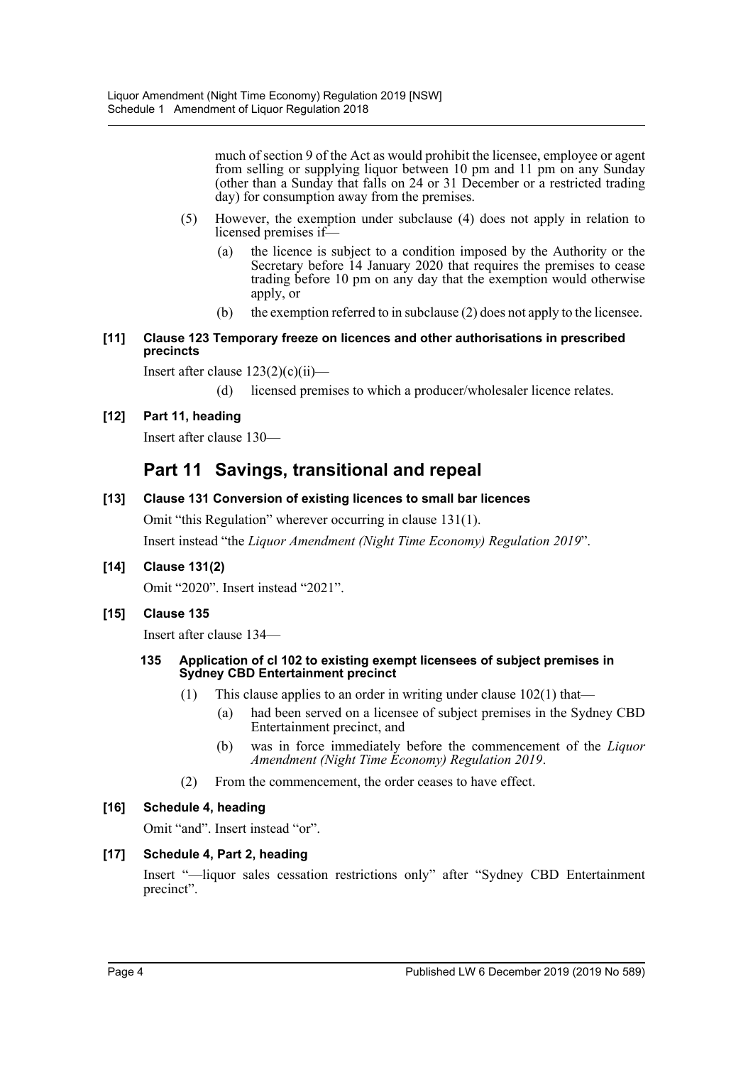much of section 9 of the Act as would prohibit the licensee, employee or agent from selling or supplying liquor between 10 pm and 11 pm on any Sunday (other than a Sunday that falls on 24 or 31 December or a restricted trading day) for consumption away from the premises.

(5) However, the exemption under subclause (4) does not apply in relation to licensed premises if—

(a) the licence is subject to a condition imposed by the Authority or the Secretary before 14 January 2020 that requires the premises to cease trading before 10 pm on any day that the exemption would otherwise apply, or

(b) the exemption referred to in subclause (2) does not apply to the licensee.

**[11] Clause 123 Temporary freeze on licences and other authorisations in prescribed precincts**

Insert after clause 123(2)(c)(ii)—

(d) licensed premises to which a producer/wholesaler licence relates.

**[12] Part 11, heading**

Insert after clause 130—

## Part 11 Savings, transitional and repeal

**[13] Clause 131 Conversion of existing licences to small bar licences**

Omit "this Regulation" wherever occurring in clause 131(1).

Insert instead "the *Liquor Amendment (Night Time Economy) Regulation 2019*".

**[14] Clause 131(2)**

Omit "2020". Insert instead "2021".

**[15] Clause 135**

Insert after clause 134—

**135 Application of cl 102 to existing exempt licensees of subject premises in Sydney CBD Entertainment precinct**

(1) This clause applies to an order in writing under clause 102(1) that—

(a) had been served on a licensee of subject premises in the Sydney CBD Entertainment precinct, and

(b) was in force immediately before the commencement of the *Liquor Amendment (Night Time Economy) Regulation 2019*.

(2) From the commencement, the order ceases to have effect.

**[16] Schedule 4, heading**

Omit "and". Insert instead "or".

**[17] Schedule 4, Part 2, heading**

Insert "—liquor sales cessation restrictions only" after "Sydney CBD Entertainment precinct".